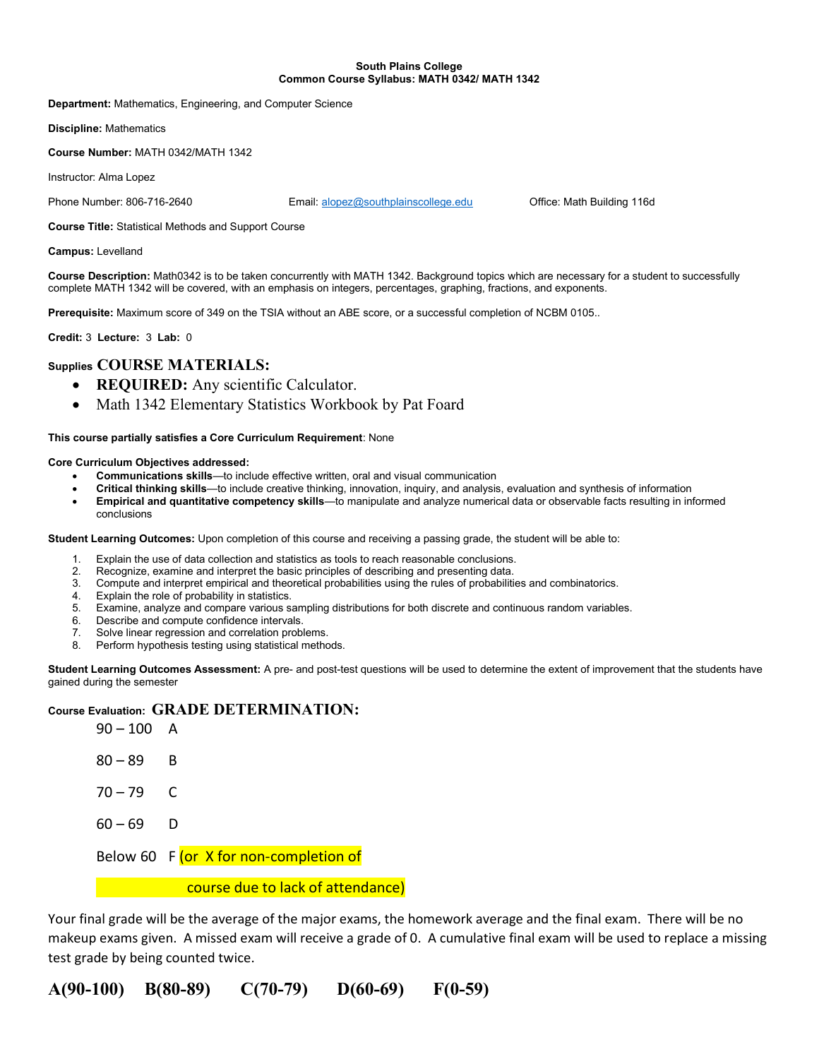**South Plains College**
**Common Course Syllabus: MATH 0342/ MATH 1342**

**Department:** Mathematics, Engineering, and Computer Science

**Discipline:** Mathematics

**Course Number:** MATH 0342/MATH 1342

Instructor: Alma Lopez

Phone Number: 806-716-2640 Email: alopez@southplainscollege.edu Office: Math Building 116d

**Course Title:** Statistical Methods and Support Course

**Campus:** Levelland

**Course Description:** Math0342 is to be taken concurrently with MATH 1342. Background topics which are necessary for a student to successfully complete MATH 1342 will be covered, with an emphasis on integers, percentages, graphing, fractions, and exponents.

**Prerequisite:** Maximum score of 349 on the TSIA without an ABE score, or a successful completion of NCBM 0105..

**Credit:** 3 **Lecture:** 3 **Lab:** 0

**Supplies COURSE MATERIALS:**

- **REQUIRED:** Any scientific Calculator.
- Math 1342 Elementary Statistics Workbook by Pat Foard

**This course partially satisfies a Core Curriculum Requirement**: None

**Core Curriculum Objectives addressed:**

- **Communications skills**—to include effective written, oral and visual communication
- **Critical thinking skills**—to include creative thinking, innovation, inquiry, and analysis, evaluation and synthesis of information
- **Empirical and quantitative competency skills**—to manipulate and analyze numerical data or observable facts resulting in informed conclusions

**Student Learning Outcomes:** Upon completion of this course and receiving a passing grade, the student will be able to:

1. Explain the use of data collection and statistics as tools to reach reasonable conclusions.
2. Recognize, examine and interpret the basic principles of describing and presenting data.
3. Compute and interpret empirical and theoretical probabilities using the rules of probabilities and combinatorics.
4. Explain the role of probability in statistics.
5. Examine, analyze and compare various sampling distributions for both discrete and continuous random variables.
6. Describe and compute confidence intervals.
7. Solve linear regression and correlation problems.
8. Perform hypothesis testing using statistical methods.

**Student Learning Outcomes Assessment:** A pre- and post-test questions will be used to determine the extent of improvement that the students have gained during the semester

**Course Evaluation: GRADE DETERMINATION:**

90 – 100 A

80 – 89 B

70 – 79 C

60 – 69 D

Below 60 F (or X for non-completion of course due to lack of attendance)

Your final grade will be the average of the major exams, the homework average and the final exam. There will be no makeup exams given. A missed exam will receive a grade of 0. A cumulative final exam will be used to replace a missing test grade by being counted twice.

**A(90-100) B(80-89) C(70-79) D(60-69) F(0-59)**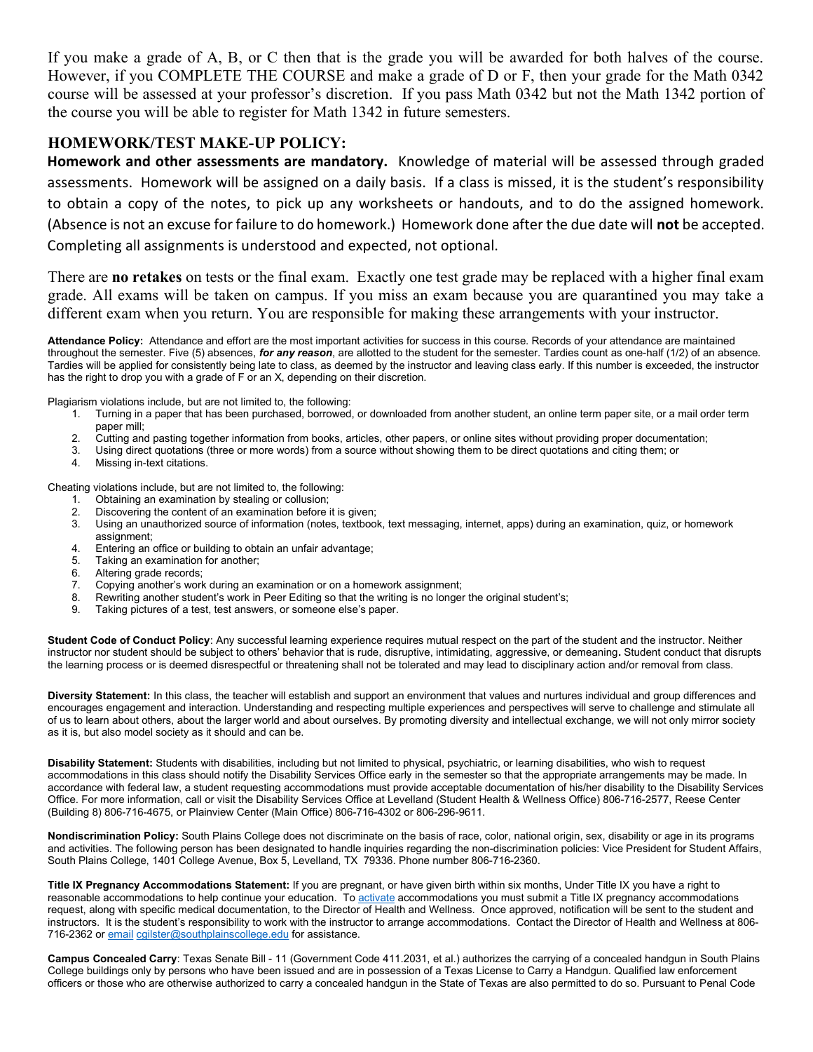If you make a grade of A, B, or C then that is the grade you will be awarded for both halves of the course. However, if you COMPLETE THE COURSE and make a grade of D or F, then your grade for the Math 0342 course will be assessed at your professor's discretion. If you pass Math 0342 but not the Math 1342 portion of the course you will be able to register for Math 1342 in future semesters.

## HOMEWORK/TEST MAKE-UP POLICY:

**Homework and other assessments are mandatory.** Knowledge of material will be assessed through graded assessments. Homework will be assigned on a daily basis. If a class is missed, it is the student's responsibility to obtain a copy of the notes, to pick up any worksheets or handouts, and to do the assigned homework. (Absence is not an excuse for failure to do homework.) Homework done after the due date will **not** be accepted. Completing all assignments is understood and expected, not optional.

There are **no retakes** on tests or the final exam. Exactly one test grade may be replaced with a higher final exam grade. All exams will be taken on campus. If you miss an exam because you are quarantined you may take a different exam when you return. You are responsible for making these arrangements with your instructor.

**Attendance Policy:** Attendance and effort are the most important activities for success in this course. Records of your attendance are maintained throughout the semester. Five (5) absences, ***for any reason***, are allotted to the student for the semester. Tardies count as one-half (1/2) of an absence. Tardies will be applied for consistently being late to class, as deemed by the instructor and leaving class early. If this number is exceeded, the instructor has the right to drop you with a grade of F or an X, depending on their discretion.

Plagiarism violations include, but are not limited to, the following:

1. Turning in a paper that has been purchased, borrowed, or downloaded from another student, an online term paper site, or a mail order term paper mill;
2. Cutting and pasting together information from books, articles, other papers, or online sites without providing proper documentation;
3. Using direct quotations (three or more words) from a source without showing them to be direct quotations and citing them; or
4. Missing in-text citations.

Cheating violations include, but are not limited to, the following:

1. Obtaining an examination by stealing or collusion;
2. Discovering the content of an examination before it is given;
3. Using an unauthorized source of information (notes, textbook, text messaging, internet, apps) during an examination, quiz, or homework assignment;
4. Entering an office or building to obtain an unfair advantage;
5. Taking an examination for another;
6. Altering grade records;
7. Copying another's work during an examination or on a homework assignment;
8. Rewriting another student's work in Peer Editing so that the writing is no longer the original student's;
9. Taking pictures of a test, test answers, or someone else's paper.

**Student Code of Conduct Policy**: Any successful learning experience requires mutual respect on the part of the student and the instructor. Neither instructor nor student should be subject to others' behavior that is rude, disruptive, intimidating, aggressive, or demeaning**.** Student conduct that disrupts the learning process or is deemed disrespectful or threatening shall not be tolerated and may lead to disciplinary action and/or removal from class.

**Diversity Statement:** In this class, the teacher will establish and support an environment that values and nurtures individual and group differences and encourages engagement and interaction. Understanding and respecting multiple experiences and perspectives will serve to challenge and stimulate all of us to learn about others, about the larger world and about ourselves. By promoting diversity and intellectual exchange, we will not only mirror society as it is, but also model society as it should and can be.

**Disability Statement:** Students with disabilities, including but not limited to physical, psychiatric, or learning disabilities, who wish to request accommodations in this class should notify the Disability Services Office early in the semester so that the appropriate arrangements may be made. In accordance with federal law, a student requesting accommodations must provide acceptable documentation of his/her disability to the Disability Services Office. For more information, call or visit the Disability Services Office at Levelland (Student Health & Wellness Office) 806-716-2577, Reese Center (Building 8) 806-716-4675, or Plainview Center (Main Office) 806-716-4302 or 806-296-9611.

**Nondiscrimination Policy:** South Plains College does not discriminate on the basis of race, color, national origin, sex, disability or age in its programs and activities. The following person has been designated to handle inquiries regarding the non-discrimination policies: Vice President for Student Affairs, South Plains College, 1401 College Avenue, Box 5, Levelland, TX 79336. Phone number 806-716-2360.

**Title IX Pregnancy Accommodations Statement:** If you are pregnant, or have given birth within six months, Under Title IX you have a right to reasonable accommodations to help continue your education. To activate accommodations you must submit a Title IX pregnancy accommodations request, along with specific medical documentation, to the Director of Health and Wellness. Once approved, notification will be sent to the student and instructors. It is the student's responsibility to work with the instructor to arrange accommodations. Contact the Director of Health and Wellness at 806-716-2362 or email cgilster@southplainscollege.edu for assistance.

**Campus Concealed Carry**: Texas Senate Bill - 11 (Government Code 411.2031, et al.) authorizes the carrying of a concealed handgun in South Plains College buildings only by persons who have been issued and are in possession of a Texas License to Carry a Handgun. Qualified law enforcement officers or those who are otherwise authorized to carry a concealed handgun in the State of Texas are also permitted to do so. Pursuant to Penal Code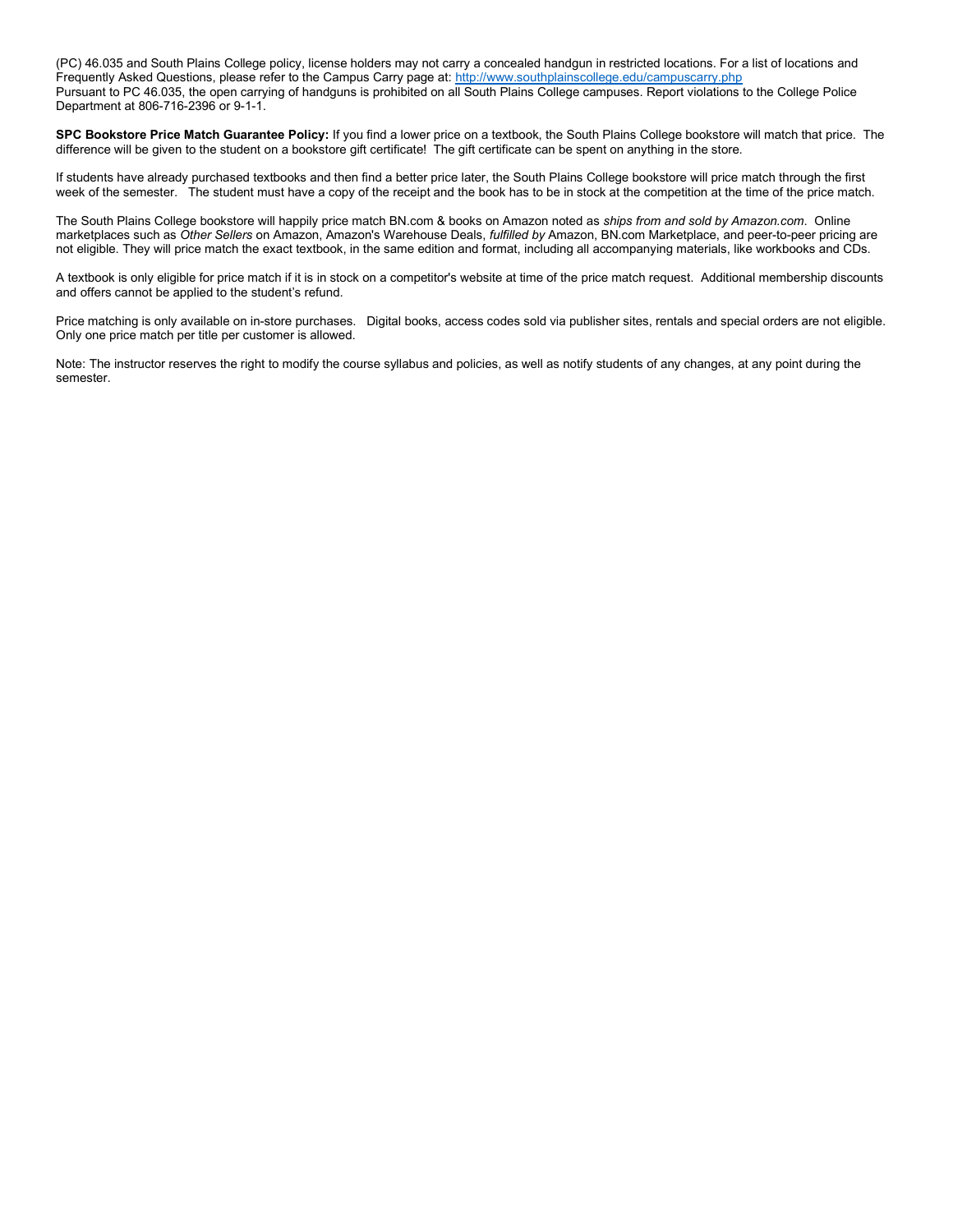(PC) 46.035 and South Plains College policy, license holders may not carry a concealed handgun in restricted locations. For a list of locations and Frequently Asked Questions, please refer to the Campus Carry page at: [http://www.southplainscollege.edu/campuscarry.php](http://www.southplainscollege.edu/campuscarry.php)
Pursuant to PC 46.035, the open carrying of handguns is prohibited on all South Plains College campuses. Report violations to the College Police Department at 806-716-2396 or 9-1-1.

**SPC Bookstore Price Match Guarantee Policy:** If you find a lower price on a textbook, the South Plains College bookstore will match that price. The difference will be given to the student on a bookstore gift certificate! The gift certificate can be spent on anything in the store.

If students have already purchased textbooks and then find a better price later, the South Plains College bookstore will price match through the first week of the semester. The student must have a copy of the receipt and the book has to be in stock at the competition at the time of the price match.

The South Plains College bookstore will happily price match BN.com & books on Amazon noted as *ships from and sold by Amazon.com*. Online marketplaces such as *Other Sellers* on Amazon, Amazon's Warehouse Deals, *fulfilled by* Amazon, BN.com Marketplace, and peer-to-peer pricing are not eligible. They will price match the exact textbook, in the same edition and format, including all accompanying materials, like workbooks and CDs.

A textbook is only eligible for price match if it is in stock on a competitor's website at time of the price match request. Additional membership discounts and offers cannot be applied to the student's refund.

Price matching is only available on in-store purchases. Digital books, access codes sold via publisher sites, rentals and special orders are not eligible. Only one price match per title per customer is allowed.

Note: The instructor reserves the right to modify the course syllabus and policies, as well as notify students of any changes, at any point during the semester.